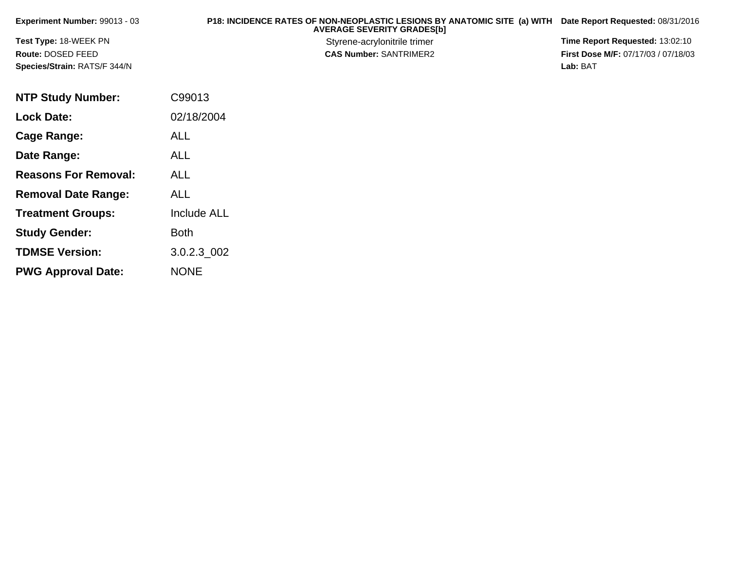**Experiment Number:** 99013 - 03

**Test Type:** 18-WEEK PN

**Route:** DOSED FEED

**Species/Strain:** RATS/F 344/N

**P18: INCIDENCE RATES OF NON-NEOPLASTIC LESIONS BY ANATOMIC SITE (a) WITH AVERAGE SEVERITY GRADES[b]**

Styrene-acrylonitrile trimer

**CAS Number:** SANTRIMER2

**Date Report Requested:** 08/31/2016

**Time Report Requested:** 13:02:10

**First Dose M/F:** 07/17/03 / 07/18/03

**Lab:** BAT

| | |
|---|---|
| **NTP Study Number:** | C99013 |
| **Lock Date:** | 02/18/2004 |
| **Cage Range:** | ALL |
| **Date Range:** | ALL |
| **Reasons For Removal:** | ALL |
| **Removal Date Range:** | ALL |
| **Treatment Groups:** | Include ALL |
| **Study Gender:** | Both |
| **TDMSE Version:** | 3.0.2.3_002 |
| **PWG Approval Date:** | NONE |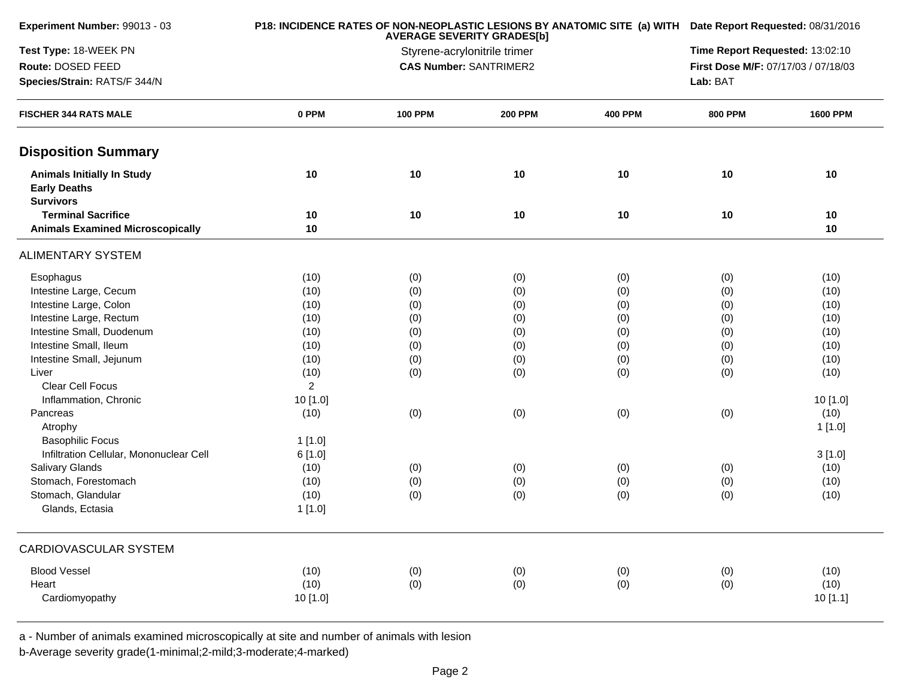**Experiment Number:** 99013 - 03
**Test Type:** 18-WEEK PN
**Route:** DOSED FEED
**Species/Strain:** RATS/F 344/N

**P18: INCIDENCE RATES OF NON-NEOPLASTIC LESIONS BY ANATOMIC SITE (a) WITH AVERAGE SEVERITY GRADES[b]**
Styrene-acrylonitrile trimer
**CAS Number:** SANTRIMER2

**Date Report Requested:** 08/31/2016
**Time Report Requested:** 13:02:10
**First Dose M/F:** 07/17/03 / 07/18/03
**Lab:** BAT

| FISCHER 344 RATS MALE | 0 PPM | 100 PPM | 200 PPM | 400 PPM | 800 PPM | 1600 PPM |
|---|---|---|---|---|---|---|
| **Disposition Summary** | | | | | | |
| **Animals Initially In Study** | 10 | 10 | 10 | 10 | 10 | 10 |
| **Early Deaths** | | | | | | |
| **Survivors** | | | | | | |
| **Terminal Sacrifice** | 10 | 10 | 10 | 10 | 10 | 10 |
| **Animals Examined Microscopically** | 10 | | | | | 10 |
| ALIMENTARY SYSTEM | | | | | | |
| Esophagus | (10) | (0) | (0) | (0) | (0) | (10) |
| Intestine Large, Cecum | (10) | (0) | (0) | (0) | (0) | (10) |
| Intestine Large, Colon | (10) | (0) | (0) | (0) | (0) | (10) |
| Intestine Large, Rectum | (10) | (0) | (0) | (0) | (0) | (10) |
| Intestine Small, Duodenum | (10) | (0) | (0) | (0) | (0) | (10) |
| Intestine Small, Ileum | (10) | (0) | (0) | (0) | (0) | (10) |
| Intestine Small, Jejunum | (10) | (0) | (0) | (0) | (0) | (10) |
| Liver | (10) | (0) | (0) | (0) | (0) | (10) |
| Clear Cell Focus | 2 | | | | | |
| Inflammation, Chronic | 10 [1.0] | | | | | 10 [1.0] |
| Pancreas | (10) | (0) | (0) | (0) | (0) | (10) |
| Atrophy | | | | | | 1 [1.0] |
| Basophilic Focus | 1 [1.0] | | | | | |
| Infiltration Cellular, Mononuclear Cell | 6 [1.0] | | | | | 3 [1.0] |
| Salivary Glands | (10) | (0) | (0) | (0) | (0) | (10) |
| Stomach, Forestomach | (10) | (0) | (0) | (0) | (0) | (10) |
| Stomach, Glandular | (10) | (0) | (0) | (0) | (0) | (10) |
| Glands, Ectasia | 1 [1.0] | | | | | |
| CARDIOVASCULAR SYSTEM | | | | | | |
| Blood Vessel | (10) | (0) | (0) | (0) | (0) | (10) |
| Heart | (10) | (0) | (0) | (0) | (0) | (10) |
| Cardiomyopathy | 10 [1.0] | | | | | 10 [1.1] |

a - Number of animals examined microscopically at site and number of animals with lesion
b-Average severity grade(1-minimal;2-mild;3-moderate;4-marked)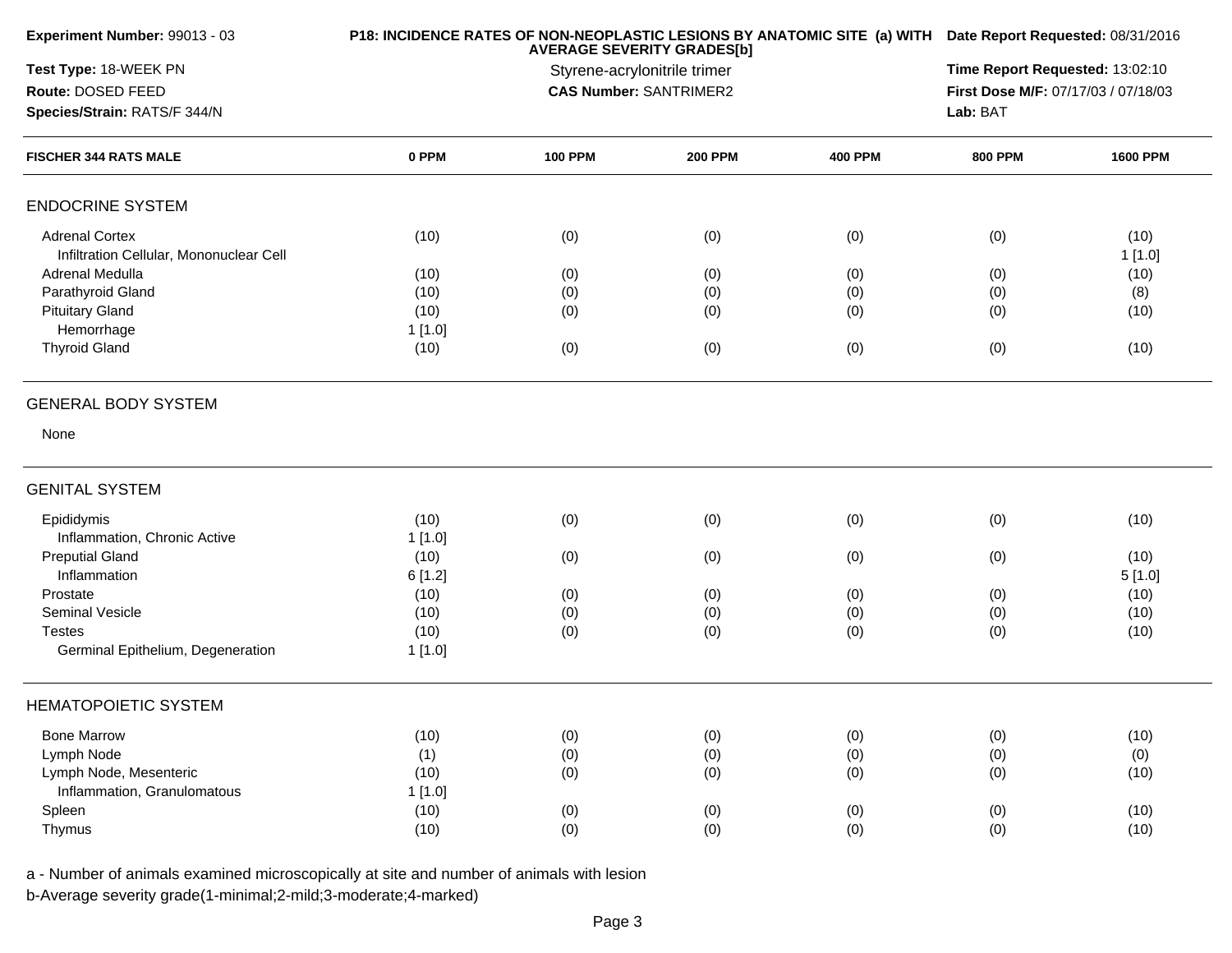**Experiment Number:** 99013 - 03

**Test Type:** 18-WEEK PN

**Route:** DOSED FEED

**Species/Strain:** RATS/F 344/N

**P18: INCIDENCE RATES OF NON-NEOPLASTIC LESIONS BY ANATOMIC SITE (a) WITH AVERAGE SEVERITY GRADES[b]**

Styrene-acrylonitrile trimer

**CAS Number:** SANTRIMER2

**Date Report Requested:** 08/31/2016

**Time Report Requested:** 13:02:10

**First Dose M/F:** 07/17/03 / 07/18/03

**Lab:** BAT

| FISCHER 344 RATS MALE | 0 PPM | 100 PPM | 200 PPM | 400 PPM | 800 PPM | 1600 PPM |
|---|---|---|---|---|---|---|
| **ENDOCRINE SYSTEM** | | | | | | |
| Adrenal Cortex | (10) | (0) | (0) | (0) | (0) | (10) |
| Infiltration Cellular, Mononuclear Cell | | | | | | 1 [1.0] |
| Adrenal Medulla | (10) | (0) | (0) | (0) | (0) | (10) |
| Parathyroid Gland | (10) | (0) | (0) | (0) | (0) | (8) |
| Pituitary Gland | (10) | (0) | (0) | (0) | (0) | (10) |
| Hemorrhage | 1 [1.0] | | | | | |
| Thyroid Gland | (10) | (0) | (0) | (0) | (0) | (10) |
| **GENERAL BODY SYSTEM** | | | | | | |
| None | | | | | | |
| **GENITAL SYSTEM** | | | | | | |
| Epididymis | (10) | (0) | (0) | (0) | (0) | (10) |
| Inflammation, Chronic Active | 1 [1.0] | | | | | |
| Preputial Gland | (10) | (0) | (0) | (0) | (0) | (10) |
| Inflammation | 6 [1.2] | | | | | 5 [1.0] |
| Prostate | (10) | (0) | (0) | (0) | (0) | (10) |
| Seminal Vesicle | (10) | (0) | (0) | (0) | (0) | (10) |
| Testes | (10) | (0) | (0) | (0) | (0) | (10) |
| Germinal Epithelium, Degeneration | 1 [1.0] | | | | | |
| **HEMATOPOIETIC SYSTEM** | | | | | | |
| Bone Marrow | (10) | (0) | (0) | (0) | (0) | (10) |
| Lymph Node | (1) | (0) | (0) | (0) | (0) | (0) |
| Lymph Node, Mesenteric | (10) | (0) | (0) | (0) | (0) | (10) |
| Inflammation, Granulomatous | 1 [1.0] | | | | | |
| Spleen | (10) | (0) | (0) | (0) | (0) | (10) |
| Thymus | (10) | (0) | (0) | (0) | (0) | (10) |

a - Number of animals examined microscopically at site and number of animals with lesion

b-Average severity grade(1-minimal;2-mild;3-moderate;4-marked)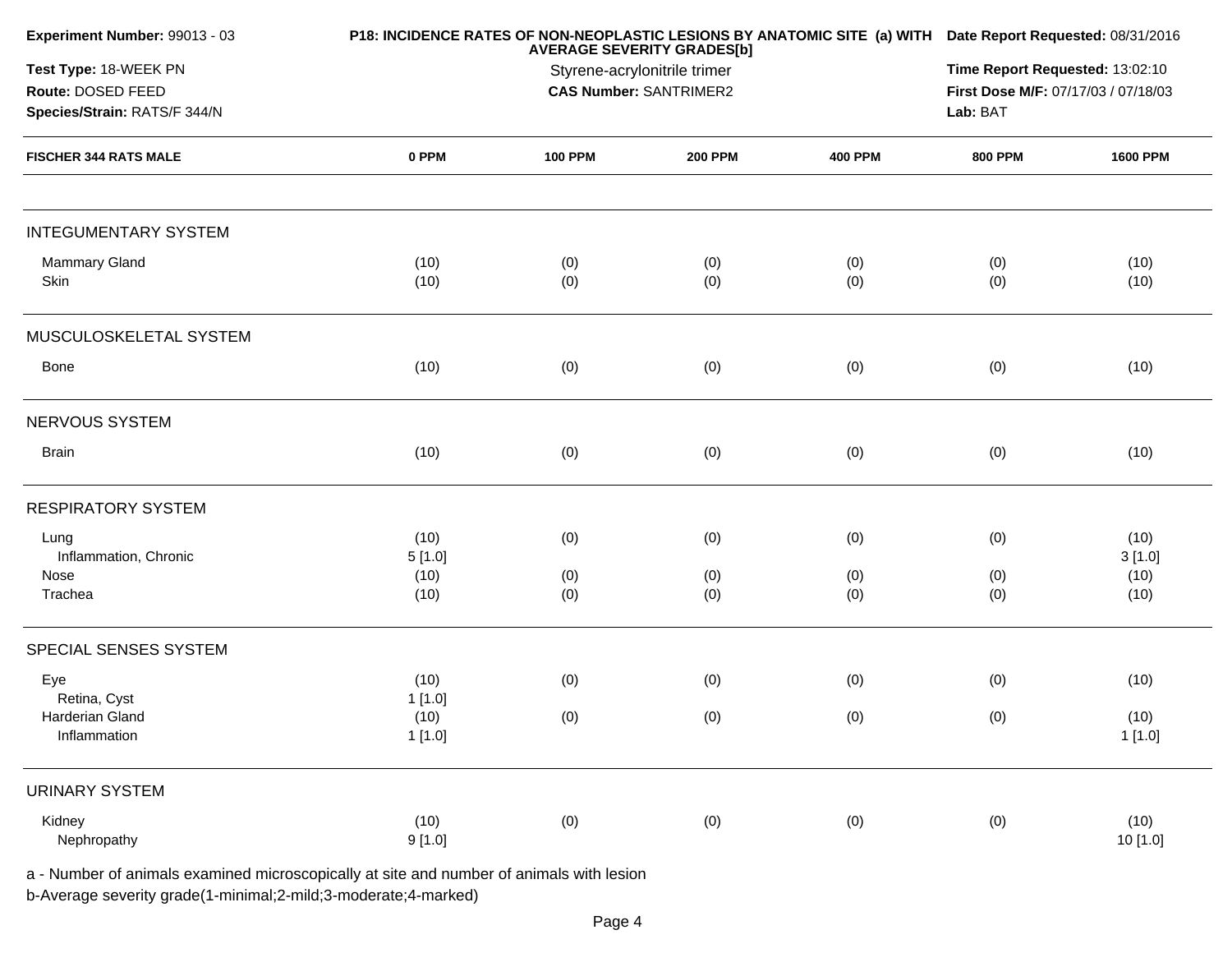**Experiment Number:** 99013 - 03
**Test Type:** 18-WEEK PN
**Route:** DOSED FEED
**Species/Strain:** RATS/F 344/N

**P18: INCIDENCE RATES OF NON-NEOPLASTIC LESIONS BY ANATOMIC SITE (a) WITH AVERAGE SEVERITY GRADES[b]**
Styrene-acrylonitrile trimer
**CAS Number:** SANTRIMER2

**Date Report Requested:** 08/31/2016
**Time Report Requested:** 13:02:10
**First Dose M/F:** 07/17/03 / 07/18/03
**Lab:** BAT

| FISCHER 344 RATS MALE | 0 PPM | 100 PPM | 200 PPM | 400 PPM | 800 PPM | 1600 PPM |
|---|---|---|---|---|---|---|
| **INTEGUMENTARY SYSTEM** | | | | | | |
| Mammary Gland | (10) | (0) | (0) | (0) | (0) | (10) |
| Skin | (10) | (0) | (0) | (0) | (0) | (10) |
| **MUSCULOSKELETAL SYSTEM** | | | | | | |
| Bone | (10) | (0) | (0) | (0) | (0) | (10) |
| **NERVOUS SYSTEM** | | | | | | |
| Brain | (10) | (0) | (0) | (0) | (0) | (10) |
| **RESPIRATORY SYSTEM** | | | | | | |
| Lung | (10) | (0) | (0) | (0) | (0) | (10) |
| Inflammation, Chronic | 5 [1.0] | | | | | 3 [1.0] |
| Nose | (10) | (0) | (0) | (0) | (0) | (10) |
| Trachea | (10) | (0) | (0) | (0) | (0) | (10) |
| **SPECIAL SENSES SYSTEM** | | | | | | |
| Eye | (10) | (0) | (0) | (0) | (0) | (10) |
| Retina, Cyst | 1 [1.0] | | | | | |
| Harderian Gland | (10) | (0) | (0) | (0) | (0) | (10) |
| Inflammation | 1 [1.0] | | | | | 1 [1.0] |
| **URINARY SYSTEM** | | | | | | |
| Kidney | (10) | (0) | (0) | (0) | (0) | (10) |
| Nephropathy | 9 [1.0] | | | | | 10 [1.0] |

a - Number of animals examined microscopically at site and number of animals with lesion
b-Average severity grade(1-minimal;2-mild;3-moderate;4-marked)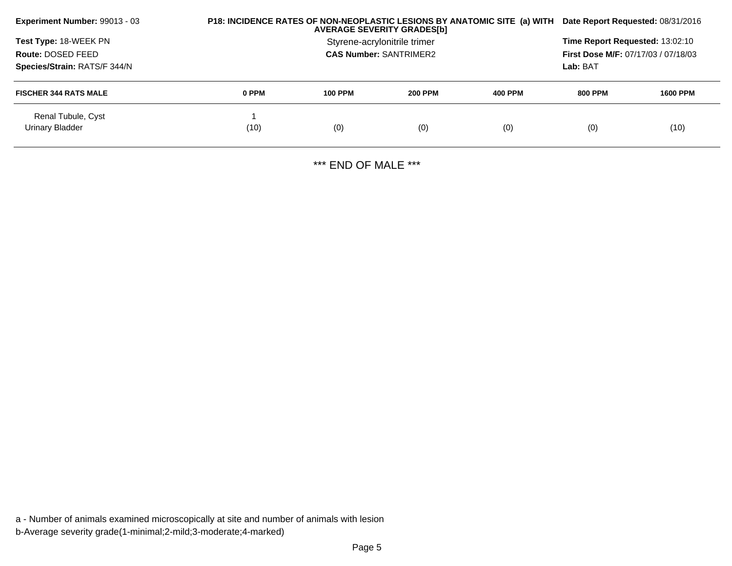**Experiment Number:** 99013 - 03

**Test Type:** 18-WEEK PN

**Route:** DOSED FEED

**Species/Strain:** RATS/F 344/N

**P18: INCIDENCE RATES OF NON-NEOPLASTIC LESIONS BY ANATOMIC SITE (a) WITH AVERAGE SEVERITY GRADES[b]**

Styrene-acrylonitrile trimer

**CAS Number:** SANTRIMER2

**Date Report Requested:** 08/31/2016

**Time Report Requested:** 13:02:10

**First Dose M/F:** 07/17/03 / 07/18/03

**Lab:** BAT

| FISCHER 344 RATS MALE | 0 PPM | 100 PPM | 200 PPM | 400 PPM | 800 PPM | 1600 PPM |
|---|---|---|---|---|---|---|
| Renal Tubule, Cyst | 1 | | | | | |
| Urinary Bladder | (10) | (0) | (0) | (0) | (0) | (10) |

*** END OF MALE ***

a - Number of animals examined microscopically at site and number of animals with lesion

b-Average severity grade(1-minimal;2-mild;3-moderate;4-marked)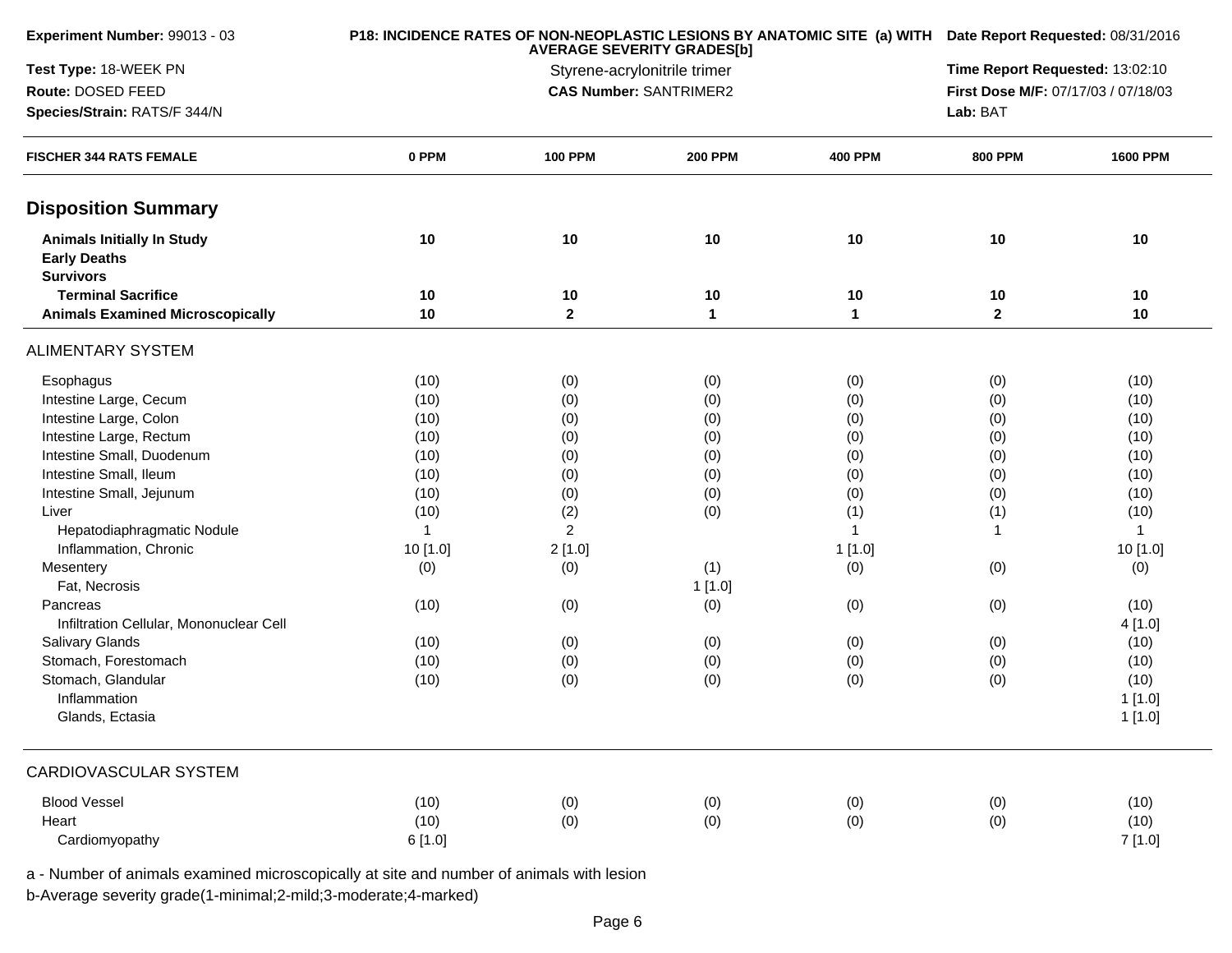| Experiment Number: 99013 - 03 | P18: INCIDENCE RATES OF NON-NEOPLASTIC LESIONS BY ANATOMIC SITE (a) WITH AVERAGE SEVERITY GRADES[b] | Date Report Requested: 08/31/2016 |
|---|---|---|
| Test Type: 18-WEEK PN | Styrene-acrylonitrile trimer | Time Report Requested: 13:02:10 |
| Route: DOSED FEED | CAS Number: SANTRIMER2 | First Dose M/F: 07/17/03 / 07/18/03 |
| Species/Strain: RATS/F 344/N | | Lab: BAT |

| FISCHER 344 RATS FEMALE | 0 PPM | 100 PPM | 200 PPM | 400 PPM | 800 PPM | 1600 PPM |
|---|---|---|---|---|---|---|
| **Disposition Summary** | | | | | | |
| **Animals Initially In Study** | **10** | **10** | **10** | **10** | **10** | **10** |
| **Early Deaths** | | | | | | |
| **Survivors** | | | | | | |
| **Terminal Sacrifice** | **10** | **10** | **10** | **10** | **10** | **10** |
| **Animals Examined Microscopically** | **10** | **2** | **1** | **1** | **2** | **10** |
| ALIMENTARY SYSTEM | | | | | | |
| Esophagus | (10) | (0) | (0) | (0) | (0) | (10) |
| Intestine Large, Cecum | (10) | (0) | (0) | (0) | (0) | (10) |
| Intestine Large, Colon | (10) | (0) | (0) | (0) | (0) | (10) |
| Intestine Large, Rectum | (10) | (0) | (0) | (0) | (0) | (10) |
| Intestine Small, Duodenum | (10) | (0) | (0) | (0) | (0) | (10) |
| Intestine Small, Ileum | (10) | (0) | (0) | (0) | (0) | (10) |
| Intestine Small, Jejunum | (10) | (0) | (0) | (0) | (0) | (10) |
| Liver | (10) | (2) | (0) | (1) | (1) | (10) |
| Hepatodiaphragmatic Nodule | 1 | 2 | | 1 | 1 | 1 |
| Inflammation, Chronic | 10 [1.0] | 2 [1.0] | | 1 [1.0] | | 10 [1.0] |
| Mesentery | (0) | (0) | (1) | (0) | (0) | (0) |
| Fat, Necrosis | | | 1 [1.0] | | | |
| Pancreas | (10) | (0) | (0) | (0) | (0) | (10) |
| Infiltration Cellular, Mononuclear Cell | | | | | | 4 [1.0] |
| Salivary Glands | (10) | (0) | (0) | (0) | (0) | (10) |
| Stomach, Forestomach | (10) | (0) | (0) | (0) | (0) | (10) |
| Stomach, Glandular | (10) | (0) | (0) | (0) | (0) | (10) |
| Inflammation | | | | | | 1 [1.0] |
| Glands, Ectasia | | | | | | 1 [1.0] |
| CARDIOVASCULAR SYSTEM | | | | | | |
| Blood Vessel | (10) | (0) | (0) | (0) | (0) | (10) |
| Heart | (10) | (0) | (0) | (0) | (0) | (10) |
| Cardiomyopathy | 6 [1.0] | | | | | 7 [1.0] |

a - Number of animals examined microscopically at site and number of animals with lesion

b-Average severity grade(1-minimal;2-mild;3-moderate;4-marked)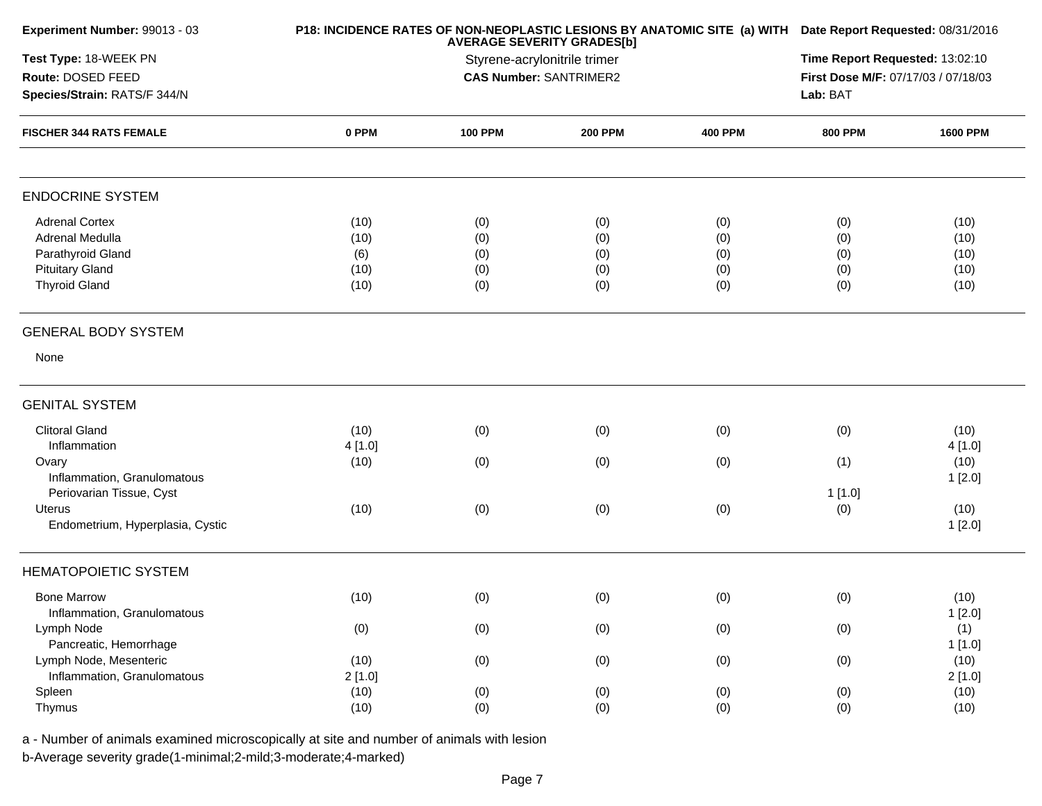**Experiment Number:** 99013 - 03
**Test Type:** 18-WEEK PN
**Route:** DOSED FEED
**Species/Strain:** RATS/F 344/N

**P18: INCIDENCE RATES OF NON-NEOPLASTIC LESIONS BY ANATOMIC SITE (a) WITH AVERAGE SEVERITY GRADES[b]**
Styrene-acrylonitrile trimer
**CAS Number:** SANTRIMER2

**Date Report Requested:** 08/31/2016
**Time Report Requested:** 13:02:10
**First Dose M/F:** 07/17/03 / 07/18/03
**Lab:** BAT

| FISCHER 344 RATS FEMALE | 0 PPM | 100 PPM | 200 PPM | 400 PPM | 800 PPM | 1600 PPM |
|---|---|---|---|---|---|---|
| **ENDOCRINE SYSTEM** | | | | | | |
| Adrenal Cortex | (10) | (0) | (0) | (0) | (0) | (10) |
| Adrenal Medulla | (10) | (0) | (0) | (0) | (0) | (10) |
| Parathyroid Gland | (6) | (0) | (0) | (0) | (0) | (10) |
| Pituitary Gland | (10) | (0) | (0) | (0) | (0) | (10) |
| Thyroid Gland | (10) | (0) | (0) | (0) | (0) | (10) |
| **GENERAL BODY SYSTEM** | | | | | | |
| None | | | | | | |
| **GENITAL SYSTEM** | | | | | | |
| Clitoral Gland | (10) | (0) | (0) | (0) | (0) | (10) |
| Inflammation | 4 [1.0] | | | | | 4 [1.0] |
| Ovary | (10) | (0) | (0) | (0) | (1) | (10) |
| Inflammation, Granulomatous | | | | | | 1 [2.0] |
| Periovarian Tissue, Cyst | | | | | 1 [1.0] | |
| Uterus | (10) | (0) | (0) | (0) | (0) | (10) |
| Endometrium, Hyperplasia, Cystic | | | | | | 1 [2.0] |
| **HEMATOPOIETIC SYSTEM** | | | | | | |
| Bone Marrow | (10) | (0) | (0) | (0) | (0) | (10) |
| Inflammation, Granulomatous | | | | | | 1 [2.0] |
| Lymph Node | (0) | (0) | (0) | (0) | (0) | (1) |
| Pancreatic, Hemorrhage | | | | | | 1 [1.0] |
| Lymph Node, Mesenteric | (10) | (0) | (0) | (0) | (0) | (10) |
| Inflammation, Granulomatous | 2 [1.0] | | | | | 2 [1.0] |
| Spleen | (10) | (0) | (0) | (0) | (0) | (10) |
| Thymus | (10) | (0) | (0) | (0) | (0) | (10) |

a - Number of animals examined microscopically at site and number of animals with lesion
b-Average severity grade(1-minimal;2-mild;3-moderate;4-marked)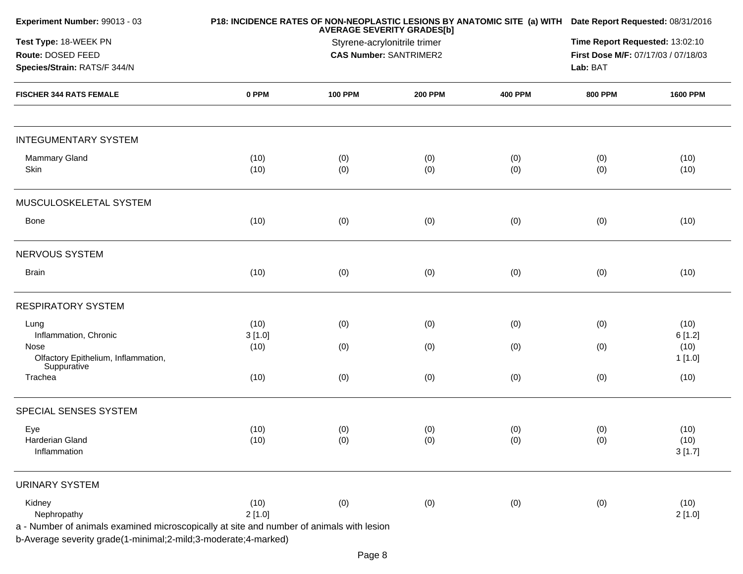**Experiment Number:** 99013 - 03
**Test Type:** 18-WEEK PN
**Route:** DOSED FEED
**Species/Strain:** RATS/F 344/N

**P18: INCIDENCE RATES OF NON-NEOPLASTIC LESIONS BY ANATOMIC SITE (a) WITH AVERAGE SEVERITY GRADES[b]**
Styrene-acrylonitrile trimer
**CAS Number:** SANTRIMER2

**Date Report Requested:** 08/31/2016
**Time Report Requested:** 13:02:10
**First Dose M/F:** 07/17/03 / 07/18/03
**Lab:** BAT

| FISCHER 344 RATS FEMALE | 0 PPM | 100 PPM | 200 PPM | 400 PPM | 800 PPM | 1600 PPM |
|---|---|---|---|---|---|---|
| **INTEGUMENTARY SYSTEM** | | | | | | |
| Mammary Gland | (10) | (0) | (0) | (0) | (0) | (10) |
| Skin | (10) | (0) | (0) | (0) | (0) | (10) |
| **MUSCULOSKELETAL SYSTEM** | | | | | | |
| Bone | (10) | (0) | (0) | (0) | (0) | (10) |
| **NERVOUS SYSTEM** | | | | | | |
| Brain | (10) | (0) | (0) | (0) | (0) | (10) |
| **RESPIRATORY SYSTEM** | | | | | | |
| Lung | (10) | (0) | (0) | (0) | (0) | (10) |
| Inflammation, Chronic | 3 [1.0] | | | | | 6 [1.2] |
| Nose | (10) | (0) | (0) | (0) | (0) | (10) |
| Olfactory Epithelium, Inflammation, Suppurative | | | | | | 1 [1.0] |
| Trachea | (10) | (0) | (0) | (0) | (0) | (10) |
| **SPECIAL SENSES SYSTEM** | | | | | | |
| Eye | (10) | (0) | (0) | (0) | (0) | (10) |
| Harderian Gland | (10) | (0) | (0) | (0) | (0) | (10) |
| Inflammation | | | | | | 3 [1.7] |
| **URINARY SYSTEM** | | | | | | |
| Kidney | (10) | (0) | (0) | (0) | (0) | (10) |
| Nephropathy | 2 [1.0] | | | | | 2 [1.0] |

a - Number of animals examined microscopically at site and number of animals with lesion

b-Average severity grade(1-minimal;2-mild;3-moderate;4-marked)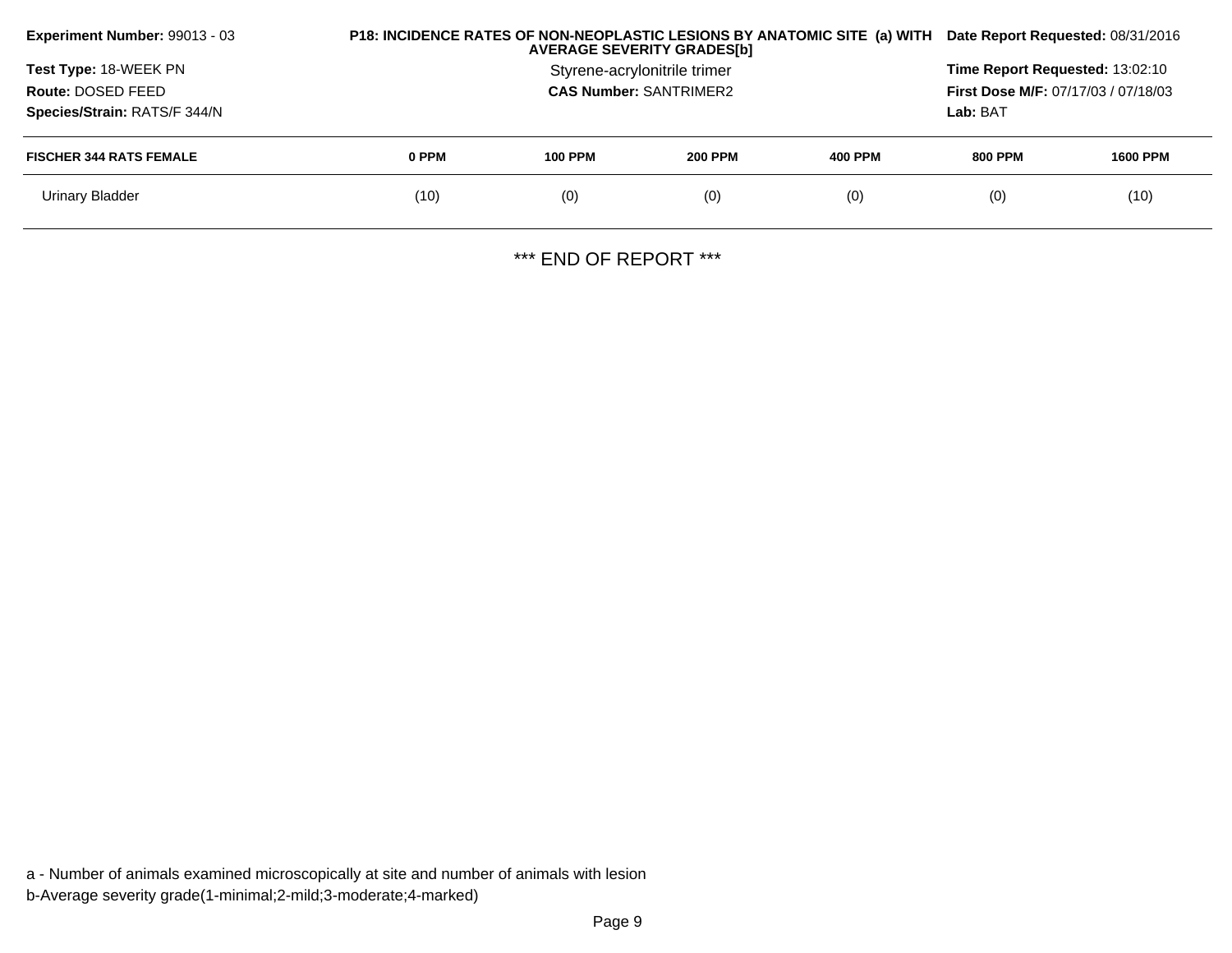**Experiment Number:** 99013 - 03

**Test Type:** 18-WEEK PN

**Route:** DOSED FEED

**Species/Strain:** RATS/F 344/N

**P18: INCIDENCE RATES OF NON-NEOPLASTIC LESIONS BY ANATOMIC SITE (a) WITH AVERAGE SEVERITY GRADES[b]**

Styrene-acrylonitrile trimer

**CAS Number:** SANTRIMER2

**Date Report Requested:** 08/31/2016

**Time Report Requested:** 13:02:10

**First Dose M/F:** 07/17/03 / 07/18/03

**Lab:** BAT

| FISCHER 344 RATS FEMALE | 0 PPM | 100 PPM | 200 PPM | 400 PPM | 800 PPM | 1600 PPM |
|---|---|---|---|---|---|---|
| Urinary Bladder | (10) | (0) | (0) | (0) | (0) | (10) |

*** END OF REPORT ***

a - Number of animals examined microscopically at site and number of animals with lesion

b-Average severity grade(1-minimal;2-mild;3-moderate;4-marked)